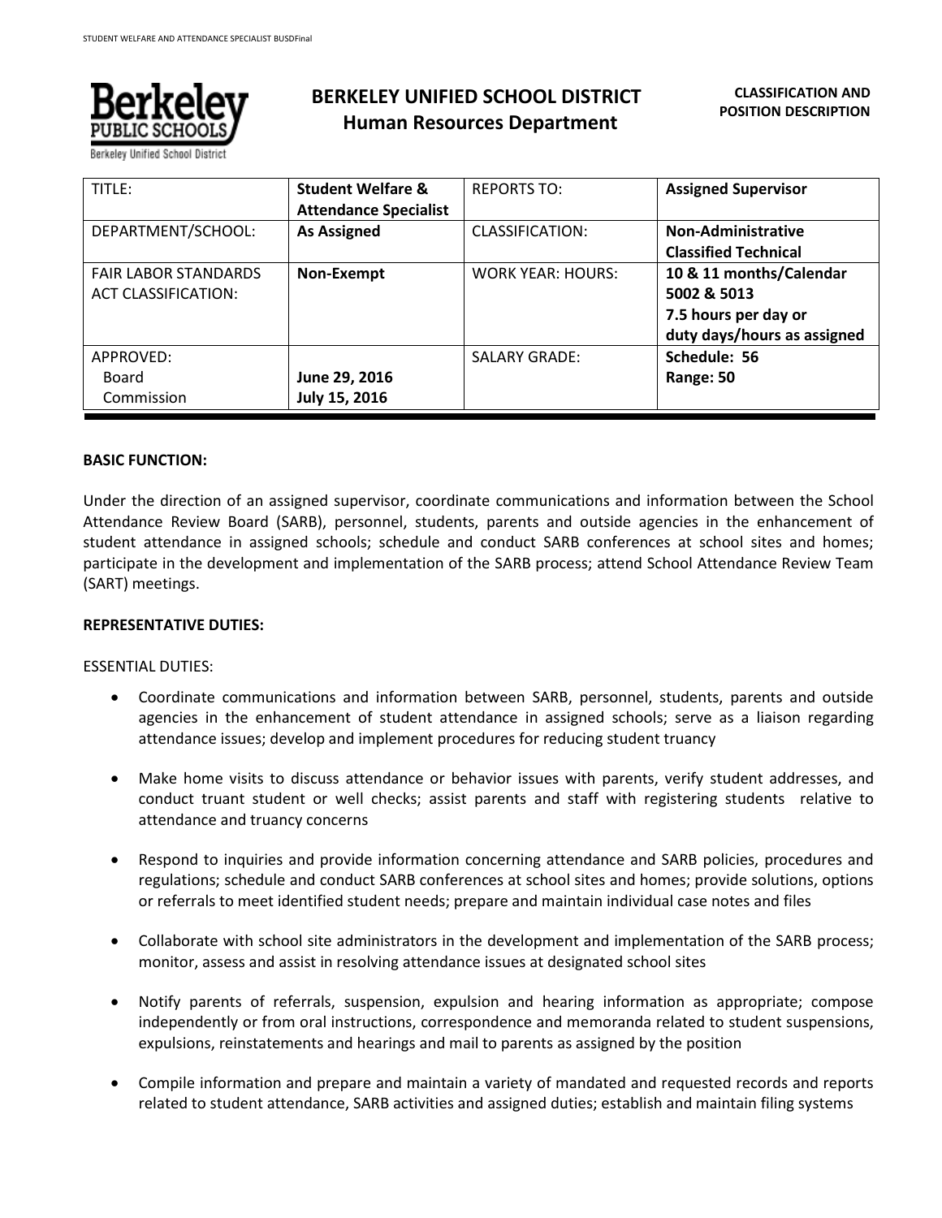# BERKELEY UNIFIED SCHOOL DISTRICT
## Human Resources Department

**CLASSIFICATION AND POSITION DESCRIPTION**

| TITLE: | **Student Welfare & Attendance Specialist** | REPORTS TO: | **Assigned Supervisor** |
|---|---|---|---|
| DEPARTMENT/SCHOOL: | **As Assigned** | CLASSIFICATION: | **Non-Administrative Classified Technical** |
| FAIR LABOR STANDARDS ACT CLASSIFICATION: | **Non-Exempt** | WORK YEAR: HOURS: | **10 & 11 months/Calendar 5002 & 5013 7.5 hours per day or duty days/hours as assigned** |
| APPROVED: Board Commission | **June 29, 2016 July 15, 2016** | SALARY GRADE: | **Schedule: 56 Range: 50** |

**BASIC FUNCTION:**

Under the direction of an assigned supervisor, coordinate communications and information between the School Attendance Review Board (SARB), personnel, students, parents and outside agencies in the enhancement of student attendance in assigned schools; schedule and conduct SARB conferences at school sites and homes; participate in the development and implementation of the SARB process; attend School Attendance Review Team (SART) meetings.

**REPRESENTATIVE DUTIES:**

ESSENTIAL DUTIES:

- Coordinate communications and information between SARB, personnel, students, parents and outside agencies in the enhancement of student attendance in assigned schools; serve as a liaison regarding attendance issues; develop and implement procedures for reducing student truancy

- Make home visits to discuss attendance or behavior issues with parents, verify student addresses, and conduct truant student or well checks; assist parents and staff with registering students relative to attendance and truancy concerns

- Respond to inquiries and provide information concerning attendance and SARB policies, procedures and regulations; schedule and conduct SARB conferences at school sites and homes; provide solutions, options or referrals to meet identified student needs; prepare and maintain individual case notes and files

- Collaborate with school site administrators in the development and implementation of the SARB process; monitor, assess and assist in resolving attendance issues at designated school sites

- Notify parents of referrals, suspension, expulsion and hearing information as appropriate; compose independently or from oral instructions, correspondence and memoranda related to student suspensions, expulsions, reinstatements and hearings and mail to parents as assigned by the position

- Compile information and prepare and maintain a variety of mandated and requested records and reports related to student attendance, SARB activities and assigned duties; establish and maintain filing systems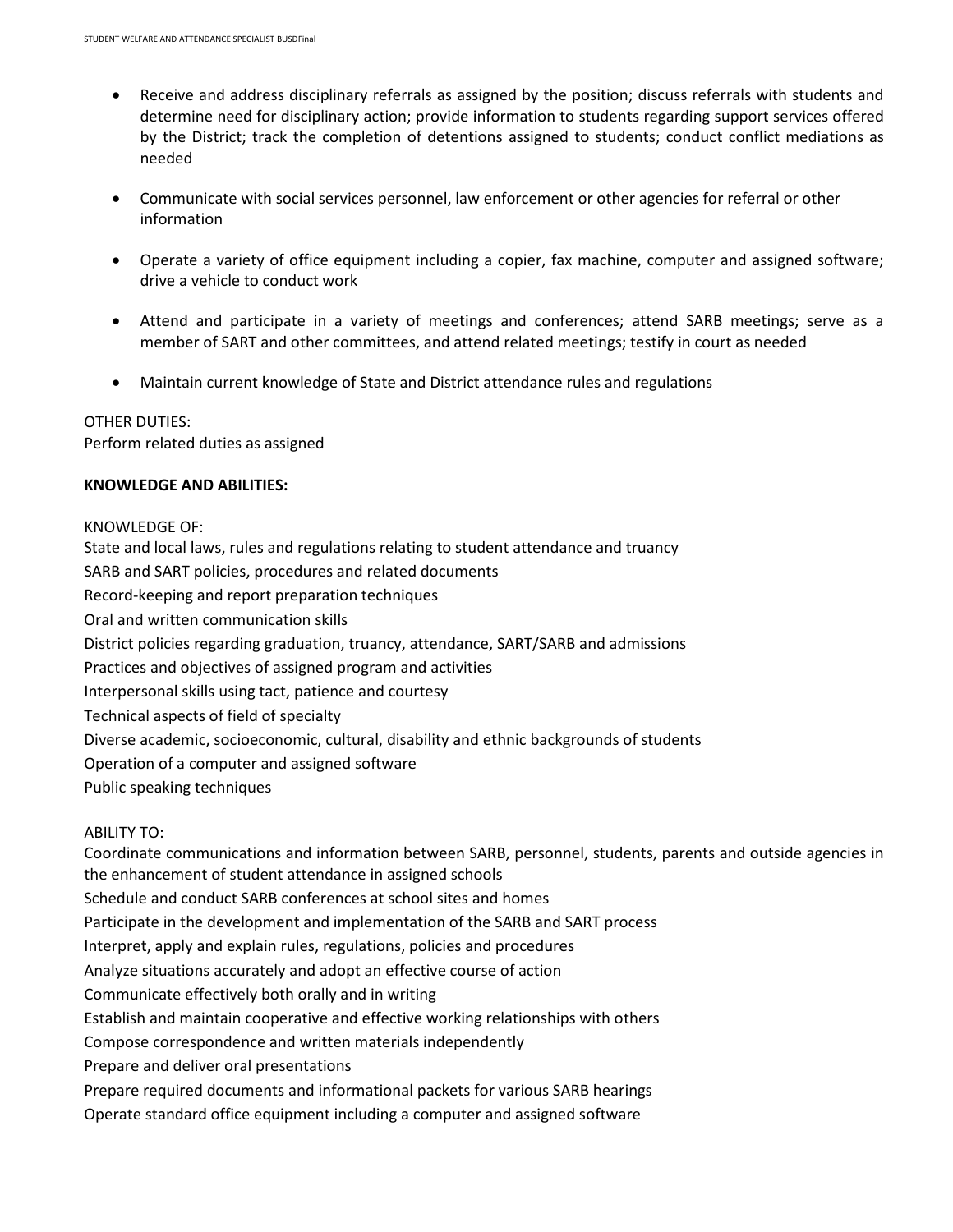- Receive and address disciplinary referrals as assigned by the position; discuss referrals with students and determine need for disciplinary action; provide information to students regarding support services offered by the District; track the completion of detentions assigned to students; conduct conflict mediations as needed

- Communicate with social services personnel, law enforcement or other agencies for referral or other information

- Operate a variety of office equipment including a copier, fax machine, computer and assigned software; drive a vehicle to conduct work

- Attend and participate in a variety of meetings and conferences; attend SARB meetings; serve as a member of SART and other committees, and attend related meetings; testify in court as needed

- Maintain current knowledge of State and District attendance rules and regulations

OTHER DUTIES:
Perform related duties as assigned

**KNOWLEDGE AND ABILITIES:**

KNOWLEDGE OF:
State and local laws, rules and regulations relating to student attendance and truancy
SARB and SART policies, procedures and related documents
Record-keeping and report preparation techniques
Oral and written communication skills
District policies regarding graduation, truancy, attendance, SART/SARB and admissions
Practices and objectives of assigned program and activities
Interpersonal skills using tact, patience and courtesy
Technical aspects of field of specialty
Diverse academic, socioeconomic, cultural, disability and ethnic backgrounds of students
Operation of a computer and assigned software
Public speaking techniques

ABILITY TO:
Coordinate communications and information between SARB, personnel, students, parents and outside agencies in the enhancement of student attendance in assigned schools
Schedule and conduct SARB conferences at school sites and homes
Participate in the development and implementation of the SARB and SART process
Interpret, apply and explain rules, regulations, policies and procedures
Analyze situations accurately and adopt an effective course of action
Communicate effectively both orally and in writing
Establish and maintain cooperative and effective working relationships with others
Compose correspondence and written materials independently
Prepare and deliver oral presentations
Prepare required documents and informational packets for various SARB hearings
Operate standard office equipment including a computer and assigned software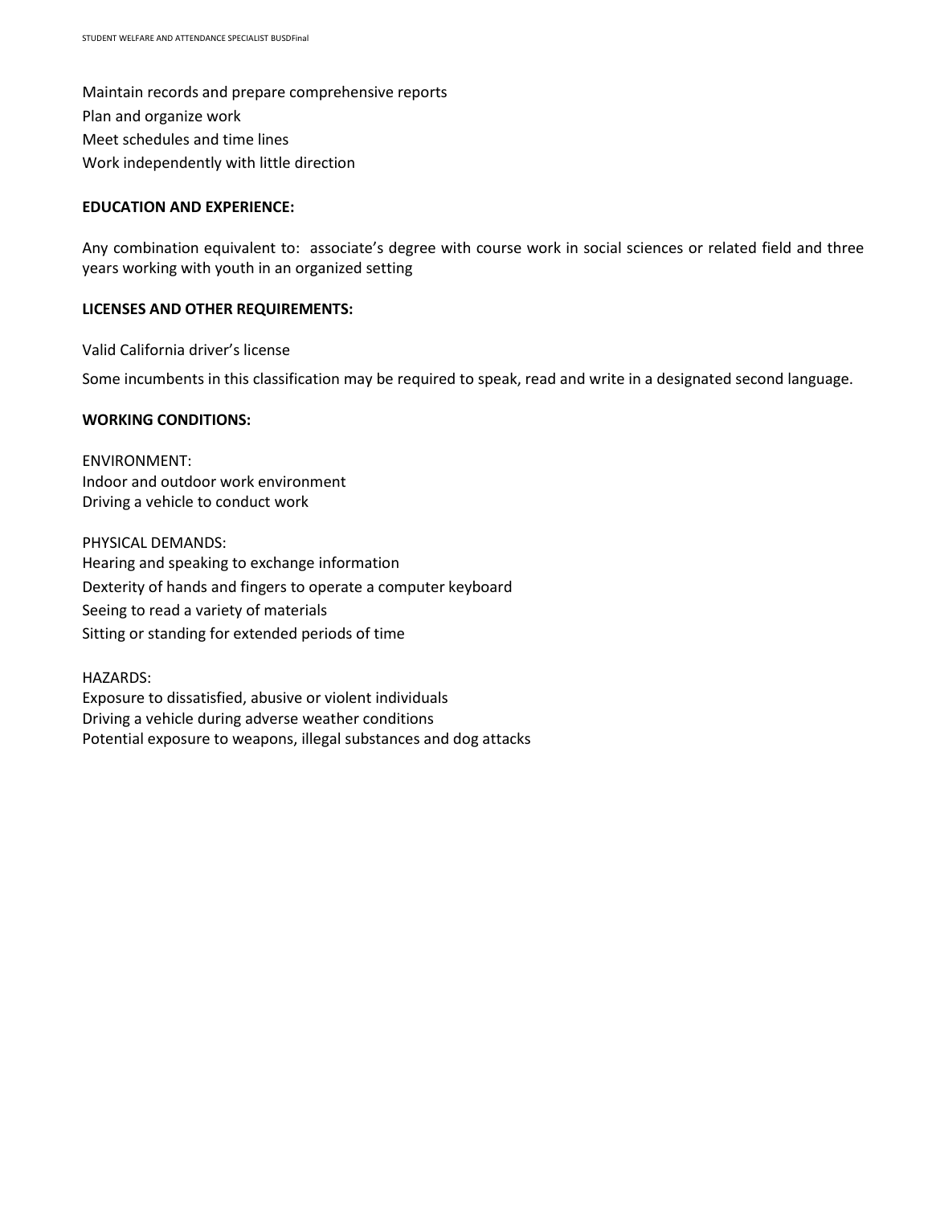Maintain records and prepare comprehensive reports
Plan and organize work
Meet schedules and time lines
Work independently with little direction

**EDUCATION AND EXPERIENCE:**

Any combination equivalent to: associate's degree with course work in social sciences or related field and three years working with youth in an organized setting

**LICENSES AND OTHER REQUIREMENTS:**

Valid California driver's license

Some incumbents in this classification may be required to speak, read and write in a designated second language.

**WORKING CONDITIONS:**

ENVIRONMENT:
Indoor and outdoor work environment
Driving a vehicle to conduct work

PHYSICAL DEMANDS:
Hearing and speaking to exchange information
Dexterity of hands and fingers to operate a computer keyboard
Seeing to read a variety of materials
Sitting or standing for extended periods of time

HAZARDS:
Exposure to dissatisfied, abusive or violent individuals
Driving a vehicle during adverse weather conditions
Potential exposure to weapons, illegal substances and dog attacks